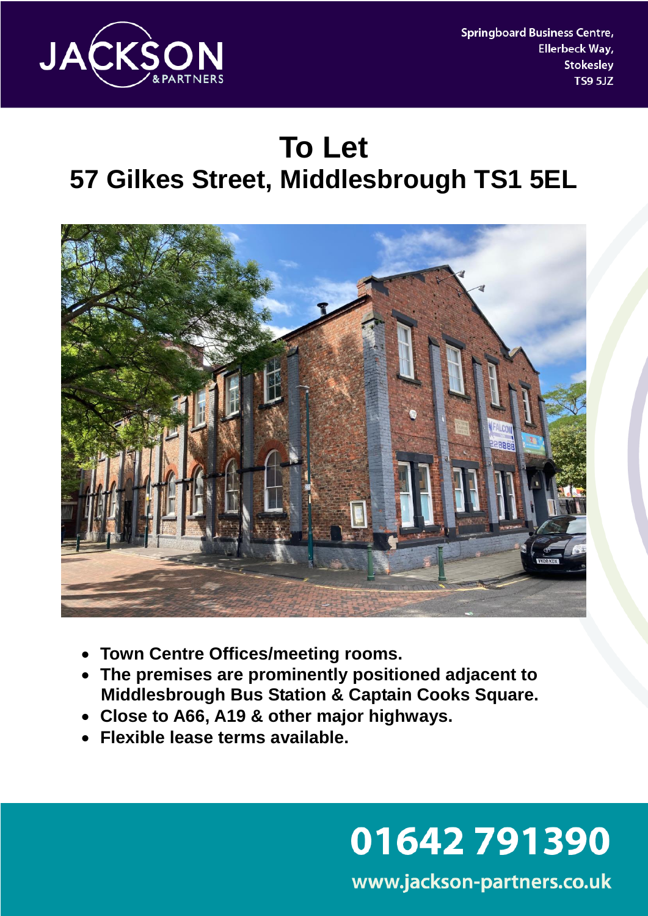JACKSON & PARTNERS

Springboard Business Centre,
Ellerbeck Way,
Stokesley
TS9 5JZ

# To Let

## 57 Gilkes Street, Middlesbrough TS1 5EL

- **Town Centre Offices/meeting rooms.**
- **The premises are prominently positioned adjacent to Middlesbrough Bus Station & Captain Cooks Square.**
- **Close to A66, A19 & other major highways.**
- **Flexible lease terms available.**

**01642 791390**

www.jackson-partners.co.uk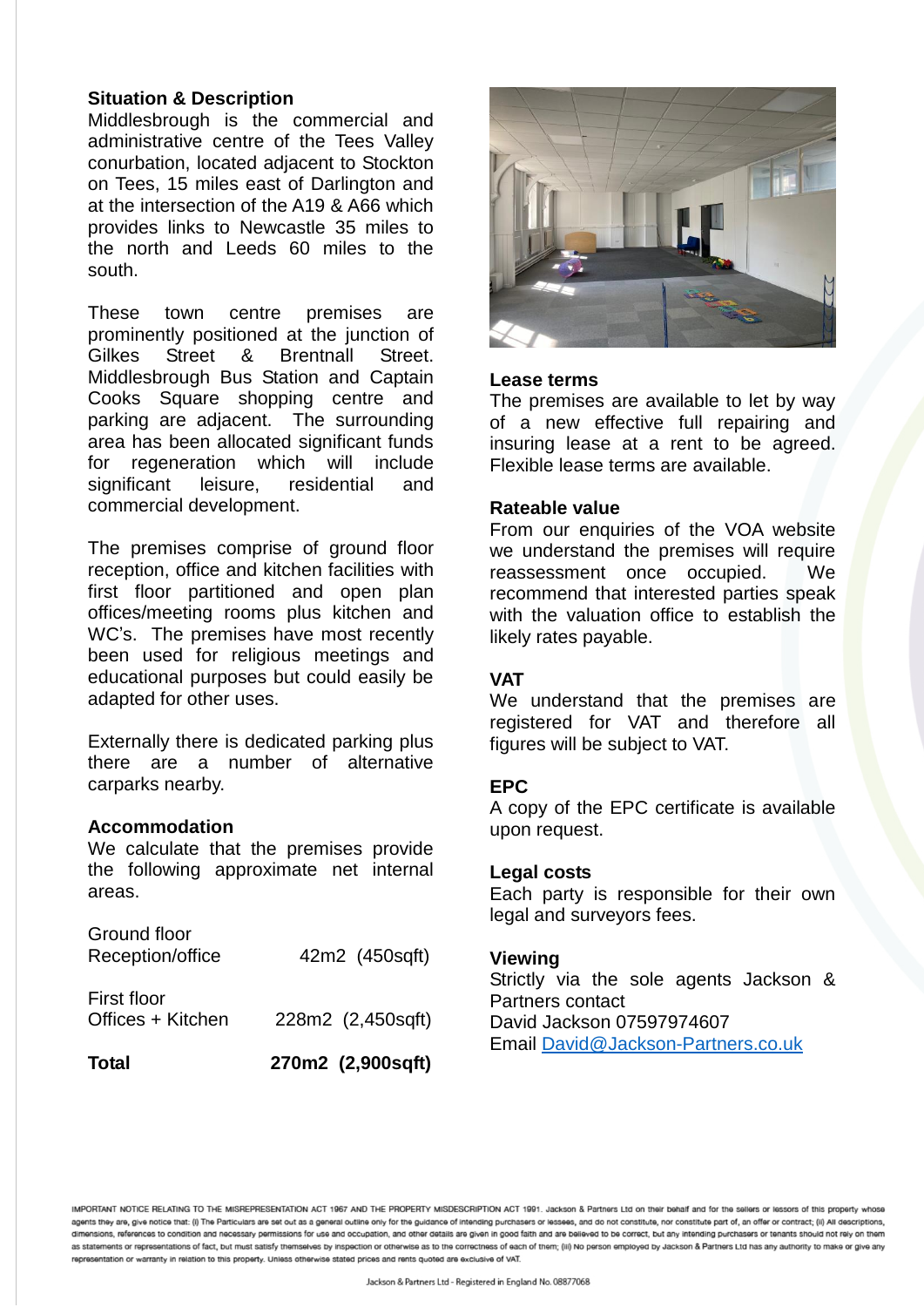## Situation & Description

Middlesbrough is the commercial and administrative centre of the Tees Valley conurbation, located adjacent to Stockton on Tees, 15 miles east of Darlington and at the intersection of the A19 & A66 which provides links to Newcastle 35 miles to the north and Leeds 60 miles to the south.

These town centre premises are prominently positioned at the junction of Gilkes Street & Brentnall Street. Middlesbrough Bus Station and Captain Cooks Square shopping centre and parking are adjacent. The surrounding area has been allocated significant funds for regeneration which will include significant leisure, residential and commercial development.

The premises comprise of ground floor reception, office and kitchen facilities with first floor partitioned and open plan offices/meeting rooms plus kitchen and WC's. The premises have most recently been used for religious meetings and educational purposes but could easily be adapted for other uses.

Externally there is dedicated parking plus there are a number of alternative carparks nearby.

## Accommodation

We calculate that the premises provide the following approximate net internal areas.

| | |
|---|---|
| Ground floor<br>Reception/office | 42m2 (450sqft) |
| First floor<br>Offices + Kitchen | 228m2 (2,450sqft) |
| **Total** | **270m2 (2,900sqft)** |

## Lease terms

The premises are available to let by way of a new effective full repairing and insuring lease at a rent to be agreed. Flexible lease terms are available.

## Rateable value

From our enquiries of the VOA website we understand the premises will require reassessment once occupied. We recommend that interested parties speak with the valuation office to establish the likely rates payable.

## VAT

We understand that the premises are registered for VAT and therefore all figures will be subject to VAT.

## EPC

A copy of the EPC certificate is available upon request.

## Legal costs

Each party is responsible for their own legal and surveyors fees.

## Viewing

Strictly via the sole agents Jackson & Partners contact
David Jackson 07597974607
Email David@Jackson-Partners.co.uk

IMPORTANT NOTICE RELATING TO THE MISREPRESENTATION ACT 1967 AND THE PROPERTY MISDESCRIPTION ACT 1991. Jackson & Partners Ltd on their behalf and for the sellers or lessors of this property whose agents they are, give notice that: (i) The Particulars are set out as a general outline only for the guidance of intending purchasers or lessees, and do not constitute, nor constitute part of, an offer or contract; (ii) All descriptions, dimensions, references to condition and necessary permissions for use and occupation, and other details are given in good faith and are believed to be correct, but any intending purchasers or tenants should not rely on them as statements or representations of fact, but must satisfy themselves by inspection or otherwise as to the correctness of each of them; (iii) No person employed by Jackson & Partners Ltd has any authority to make or give any representation or warranty in relation to this property. Unless otherwise stated prices and rents quoted are exclusive of VAT.

Jackson & Partners Ltd - Registered in England No. 08877068